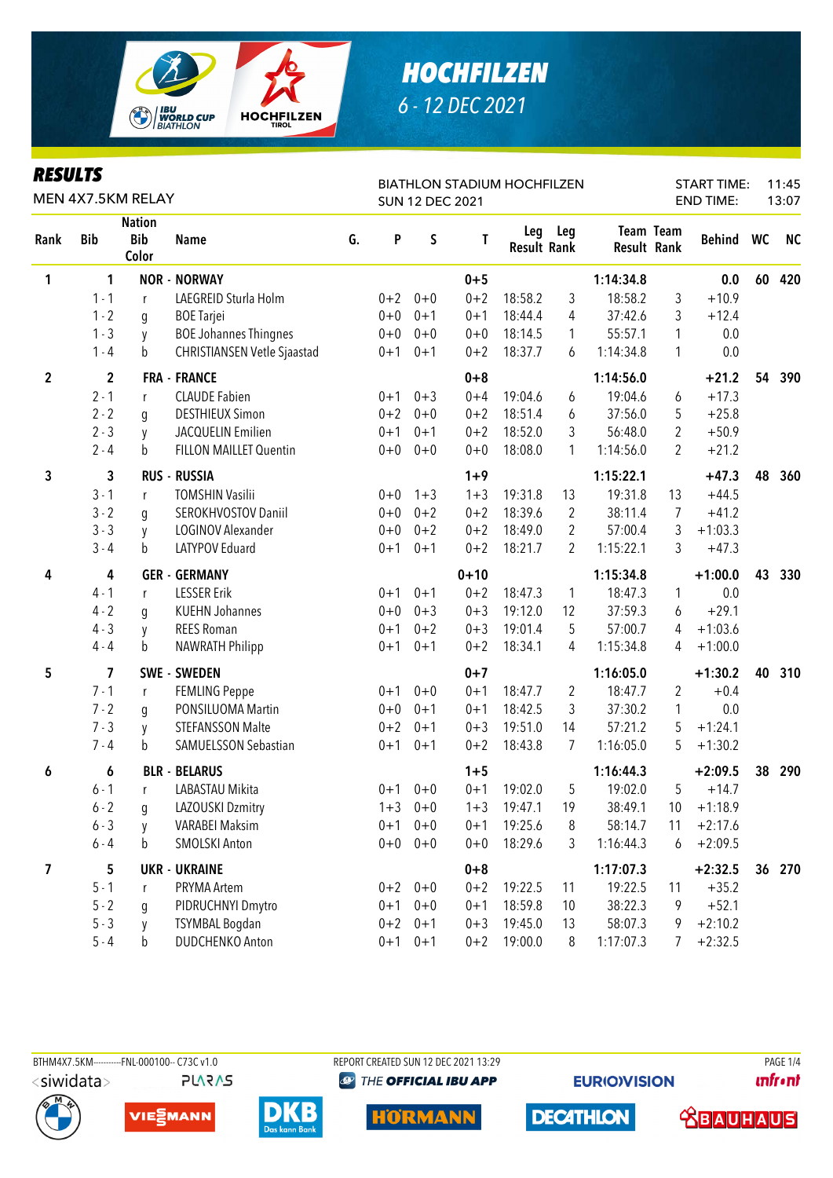# HOCHFILZEN

6 - 12 DEC 2021

## RESULTS

MEN 4X7.5KM RELAY

BIATHLON STADIUM HOCHFILZEN
SUN 12 DEC 2021

START TIME: 11:45
END TIME: 13:07

| Rank | Bib | Nation Bib Color | Name | G. | P | S | T | Leg Result | Leg Rank | Team Result | Team Rank | Behind | WC | NC |
|---|---|---|---|---|---|---|---|---|---|---|---|---|---|---|
| 1 | 1 | NOR - NORWAY | | | | | 0+5 | | | 1:14:34.8 | | 0.0 | 60 | 420 |
| | 1 - 1 | r | LAEGREID Sturla Holm | | 0+2 | 0+0 | 0+2 | 18:58.2 | 3 | 18:58.2 | 3 | +10.9 | | |
| | 1 - 2 | g | BOE Tarjei | | 0+0 | 0+1 | 0+1 | 18:44.4 | 4 | 37:42.6 | 3 | +12.4 | | |
| | 1 - 3 | y | BOE Johannes Thingnes | | 0+0 | 0+0 | 0+0 | 18:14.5 | 1 | 55:57.1 | 1 | 0.0 | | |
| | 1 - 4 | b | CHRISTIANSEN Vetle Sjaastad | | 0+1 | 0+1 | 0+2 | 18:37.7 | 6 | 1:14:34.8 | 1 | 0.0 | | |
| 2 | 2 | FRA - FRANCE | | | | | 0+8 | | | 1:14:56.0 | | +21.2 | 54 | 390 |
| | 2 - 1 | r | CLAUDE Fabien | | 0+1 | 0+3 | 0+4 | 19:04.6 | 6 | 19:04.6 | 6 | +17.3 | | |
| | 2 - 2 | g | DESTHIEUX Simon | | 0+2 | 0+0 | 0+2 | 18:51.4 | 6 | 37:56.0 | 5 | +25.8 | | |
| | 2 - 3 | y | JACQUELIN Emilien | | 0+1 | 0+1 | 0+2 | 18:52.0 | 3 | 56:48.0 | 2 | +50.9 | | |
| | 2 - 4 | b | FILLON MAILLET Quentin | | 0+0 | 0+0 | 0+0 | 18:08.0 | 1 | 1:14:56.0 | 2 | +21.2 | | |
| 3 | 3 | RUS - RUSSIA | | | | | 1+9 | | | 1:15:22.1 | | +47.3 | 48 | 360 |
| | 3 - 1 | r | TOMSHIN Vasilii | | 0+0 | 1+3 | 1+3 | 19:31.8 | 13 | 19:31.8 | 13 | +44.5 | | |
| | 3 - 2 | g | SEROKHVOSTOV Daniil | | 0+0 | 0+2 | 0+2 | 18:39.6 | 2 | 38:11.4 | 7 | +41.2 | | |
| | 3 - 3 | y | LOGINOV Alexander | | 0+0 | 0+2 | 0+2 | 18:49.0 | 2 | 57:00.4 | 3 | +1:03.3 | | |
| | 3 - 4 | b | LATYPOV Eduard | | 0+1 | 0+1 | 0+2 | 18:21.7 | 2 | 1:15:22.1 | 3 | +47.3 | | |
| 4 | 4 | GER - GERMANY | | | | | 0+10 | | | 1:15:34.8 | | +1:00.0 | 43 | 330 |
| | 4 - 1 | r | LESSER Erik | | 0+1 | 0+1 | 0+2 | 18:47.3 | 1 | 18:47.3 | 1 | 0.0 | | |
| | 4 - 2 | g | KUEHN Johannes | | 0+0 | 0+3 | 0+3 | 19:12.0 | 12 | 37:59.3 | 6 | +29.1 | | |
| | 4 - 3 | y | REES Roman | | 0+1 | 0+2 | 0+3 | 19:01.4 | 5 | 57:00.7 | 4 | +1:03.6 | | |
| | 4 - 4 | b | NAWRATH Philipp | | 0+1 | 0+1 | 0+2 | 18:34.1 | 4 | 1:15:34.8 | 4 | +1:00.0 | | |
| 5 | 7 | SWE - SWEDEN | | | | | 0+7 | | | 1:16:05.0 | | +1:30.2 | 40 | 310 |
| | 7 - 1 | r | FEMLING Peppe | | 0+1 | 0+0 | 0+1 | 18:47.7 | 2 | 18:47.7 | 2 | +0.4 | | |
| | 7 - 2 | g | PONSILUOMA Martin | | 0+0 | 0+1 | 0+1 | 18:42.5 | 3 | 37:30.2 | 1 | 0.0 | | |
| | 7 - 3 | y | STEFANSSON Malte | | 0+2 | 0+1 | 0+3 | 19:51.0 | 14 | 57:21.2 | 5 | +1:24.1 | | |
| | 7 - 4 | b | SAMUELSSON Sebastian | | 0+1 | 0+1 | 0+2 | 18:43.8 | 7 | 1:16:05.0 | 5 | +1:30.2 | | |
| 6 | 6 | BLR - BELARUS | | | | | 1+5 | | | 1:16:44.3 | | +2:09.5 | 38 | 290 |
| | 6 - 1 | r | LABASTAU Mikita | | 0+1 | 0+0 | 0+1 | 19:02.0 | 5 | 19:02.0 | 5 | +14.7 | | |
| | 6 - 2 | g | LAZOUSKI Dzmitry | | 1+3 | 0+0 | 1+3 | 19:47.1 | 19 | 38:49.1 | 10 | +1:18.9 | | |
| | 6 - 3 | y | VARABEI Maksim | | 0+1 | 0+0 | 0+1 | 19:25.6 | 8 | 58:14.7 | 11 | +2:17.6 | | |
| | 6 - 4 | b | SMOLSKI Anton | | 0+0 | 0+0 | 0+0 | 18:29.6 | 3 | 1:16:44.3 | 6 | +2:09.5 | | |
| 7 | 5 | UKR - UKRAINE | | | | | 0+8 | | | 1:17:07.3 | | +2:32.5 | 36 | 270 |
| | 5 - 1 | r | PRYMA Artem | | 0+2 | 0+0 | 0+2 | 19:22.5 | 11 | 19:22.5 | 11 | +35.2 | | |
| | 5 - 2 | g | PIDRUCHNYI Dmytro | | 0+1 | 0+0 | 0+1 | 18:59.8 | 10 | 38:22.3 | 9 | +52.1 | | |
| | 5 - 3 | y | TSYMBAL Bogdan | | 0+2 | 0+1 | 0+3 | 19:45.0 | 13 | 58:07.3 | 9 | +2:10.2 | | |
| | 5 - 4 | b | DUDCHENKO Anton | | 0+1 | 0+1 | 0+2 | 19:00.0 | 8 | 1:17:07.3 | 7 | +2:32.5 | | |

BTHM4X7.5KM----------FNL-000100-- C73C v1.0 REPORT CREATED SUN 12 DEC 2021 13:29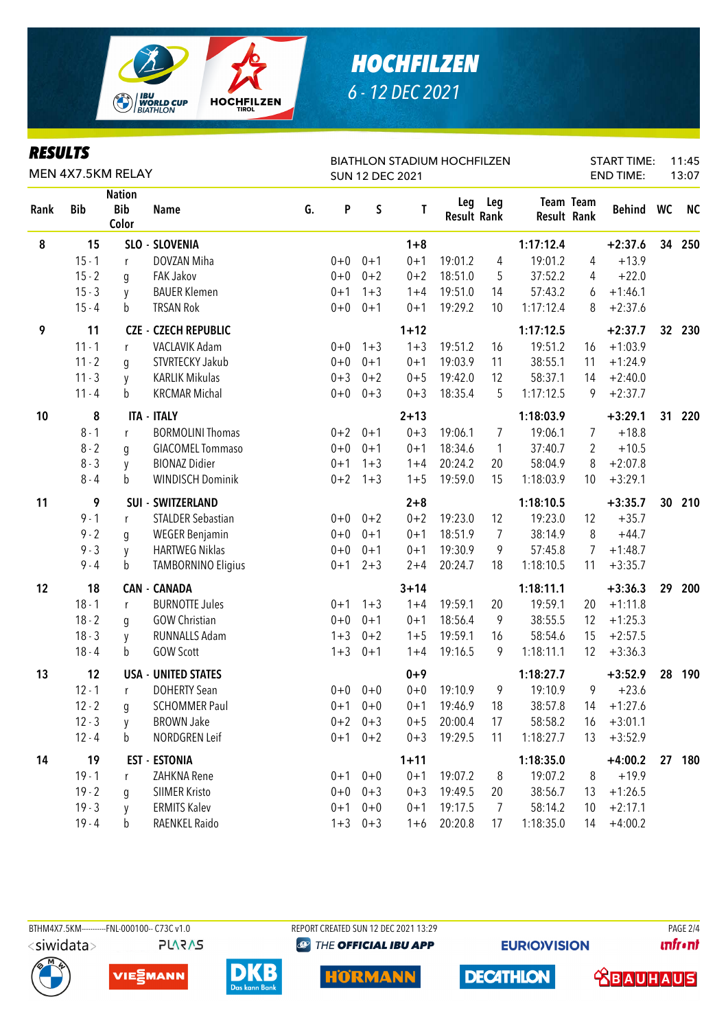# HOCHFILZEN

6 - 12 DEC 2021

## RESULTS

MEN 4X7.5KM RELAY

BIATHLON STADIUM HOCHFILZEN
SUN 12 DEC 2021

START TIME: 11:45
END TIME: 13:07

| Rank | Bib | Nation Bib Color | Name | G. | P | S | T | Leg Result | Leg Rank | Team Result | Team Rank | Behind | WC | NC |
|---|---|---|---|---|---|---|---|---|---|---|---|---|---|---|
| 8 | 15 | SLO - SLOVENIA | | | | | 1+8 | | | 1:17:12.4 | | +2:37.6 | 34 | 250 |
| | 15 - 1 | r | DOVZAN Miha | | 0+0 | 0+1 | 0+1 | 19:01.2 | 4 | 19:01.2 | 4 | +13.9 | | |
| | 15 - 2 | g | FAK Jakov | | 0+0 | 0+2 | 0+2 | 18:51.0 | 5 | 37:52.2 | 4 | +22.0 | | |
| | 15 - 3 | y | BAUER Klemen | | 0+1 | 1+3 | 1+4 | 19:51.0 | 14 | 57:43.2 | 6 | +1:46.1 | | |
| | 15 - 4 | b | TRSAN Rok | | 0+0 | 0+1 | 0+1 | 19:29.2 | 10 | 1:17:12.4 | 8 | +2:37.6 | | |
| 9 | 11 | CZE - CZECH REPUBLIC | | | | | 1+12 | | | 1:17:12.5 | | +2:37.7 | 32 | 230 |
| | 11 - 1 | r | VACLAVIK Adam | | 0+0 | 1+3 | 1+3 | 19:51.2 | 16 | 19:51.2 | 16 | +1:03.9 | | |
| | 11 - 2 | g | STVRTECKY Jakub | | 0+0 | 0+1 | 0+1 | 19:03.9 | 11 | 38:55.1 | 11 | +1:24.9 | | |
| | 11 - 3 | y | KARLIK Mikulas | | 0+3 | 0+2 | 0+5 | 19:42.0 | 12 | 58:37.1 | 14 | +2:40.0 | | |
| | 11 - 4 | b | KRCMAR Michal | | 0+0 | 0+3 | 0+3 | 18:35.4 | 5 | 1:17:12.5 | 9 | +2:37.7 | | |
| 10 | 8 | ITA - ITALY | | | | | 2+13 | | | 1:18:03.9 | | +3:29.1 | 31 | 220 |
| | 8 - 1 | r | BORMOLINI Thomas | | 0+2 | 0+1 | 0+3 | 19:06.1 | 7 | 19:06.1 | 7 | +18.8 | | |
| | 8 - 2 | g | GIACOMEL Tommaso | | 0+0 | 0+1 | 0+1 | 18:34.6 | 1 | 37:40.7 | 2 | +10.5 | | |
| | 8 - 3 | y | BIONAZ Didier | | 0+1 | 1+3 | 1+4 | 20:24.2 | 20 | 58:04.9 | 8 | +2:07.8 | | |
| | 8 - 4 | b | WINDISCH Dominik | | 0+2 | 1+3 | 1+5 | 19:59.0 | 15 | 1:18:03.9 | 10 | +3:29.1 | | |
| 11 | 9 | SUI - SWITZERLAND | | | | | 2+8 | | | 1:18:10.5 | | +3:35.7 | 30 | 210 |
| | 9 - 1 | r | STALDER Sebastian | | 0+0 | 0+2 | 0+2 | 19:23.0 | 12 | 19:23.0 | 12 | +35.7 | | |
| | 9 - 2 | g | WEGER Benjamin | | 0+0 | 0+1 | 0+1 | 18:51.9 | 7 | 38:14.9 | 8 | +44.7 | | |
| | 9 - 3 | y | HARTWEG Niklas | | 0+0 | 0+1 | 0+1 | 19:30.9 | 9 | 57:45.8 | 7 | +1:48.7 | | |
| | 9 - 4 | b | TAMBORNINO Eligius | | 0+1 | 2+3 | 2+4 | 20:24.7 | 18 | 1:18:10.5 | 11 | +3:35.7 | | |
| 12 | 18 | CAN - CANADA | | | | | 3+14 | | | 1:18:11.1 | | +3:36.3 | 29 | 200 |
| | 18 - 1 | r | BURNOTTE Jules | | 0+1 | 1+3 | 1+4 | 19:59.1 | 20 | 19:59.1 | 20 | +1:11.8 | | |
| | 18 - 2 | g | GOW Christian | | 0+0 | 0+1 | 0+1 | 18:56.4 | 9 | 38:55.5 | 12 | +1:25.3 | | |
| | 18 - 3 | y | RUNNALLS Adam | | 1+3 | 0+2 | 1+5 | 19:59.1 | 16 | 58:54.6 | 15 | +2:57.5 | | |
| | 18 - 4 | b | GOW Scott | | 1+3 | 0+1 | 1+4 | 19:16.5 | 9 | 1:18:11.1 | 12 | +3:36.3 | | |
| 13 | 12 | USA - UNITED STATES | | | | | 0+9 | | | 1:18:27.7 | | +3:52.9 | 28 | 190 |
| | 12 - 1 | r | DOHERTY Sean | | 0+0 | 0+0 | 0+0 | 19:10.9 | 9 | 19:10.9 | 9 | +23.6 | | |
| | 12 - 2 | g | SCHOMMER Paul | | 0+1 | 0+0 | 0+1 | 19:46.9 | 18 | 38:57.8 | 14 | +1:27.6 | | |
| | 12 - 3 | y | BROWN Jake | | 0+2 | 0+3 | 0+5 | 20:00.4 | 17 | 58:58.2 | 16 | +3:01.1 | | |
| | 12 - 4 | b | NORDGREN Leif | | 0+1 | 0+2 | 0+3 | 19:29.5 | 11 | 1:18:27.7 | 13 | +3:52.9 | | |
| 14 | 19 | EST - ESTONIA | | | | | 1+11 | | | 1:18:35.0 | | +4:00.2 | 27 | 180 |
| | 19 - 1 | r | ZAHKNA Rene | | 0+1 | 0+0 | 0+1 | 19:07.2 | 8 | 19:07.2 | 8 | +19.9 | | |
| | 19 - 2 | g | SIIMER Kristo | | 0+0 | 0+3 | 0+3 | 19:49.5 | 20 | 38:56.7 | 13 | +1:26.5 | | |
| | 19 - 3 | y | ERMITS Kalev | | 0+1 | 0+0 | 0+1 | 19:17.5 | 7 | 58:14.2 | 10 | +2:17.1 | | |
| | 19 - 4 | b | RAENKEL Raido | | 1+3 | 0+3 | 1+6 | 20:20.8 | 17 | 1:18:35.0 | 14 | +4:00.2 | | |

BTHM4X7.5KM----------FNL-000100-- C73C v1.0    REPORT CREATED SUN 12 DEC 2021 13:29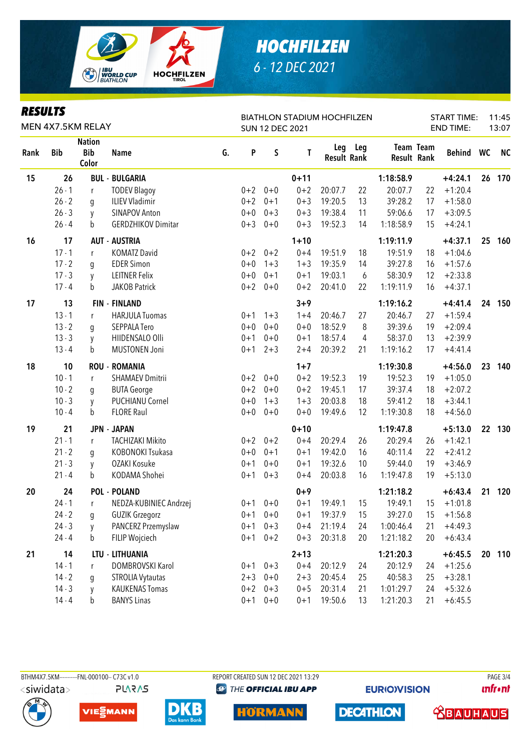# HOCHFILZEN

6 - 12 DEC 2021

## RESULTS

MEN 4X7.5KM RELAY

BIATHLON STADIUM HOCHFILZEN
SUN 12 DEC 2021

START TIME: 11:45
END TIME: 13:07

| Rank | Bib | Nation Bib Color | Name | G. | P | S | T | Leg Result | Leg Rank | Team Result | Team Rank | Behind | WC | NC |
|---|---|---|---|---|---|---|---|---|---|---|---|---|---|---|
| 15 | 26 | BUL - BULGARIA | | | | | 0+11 | | | 1:18:58.9 | | +4:24.1 | 26 | 170 |
| | 26 - 1 | r | TODEV Blagoy | | 0+2 | 0+0 | 0+2 | 20:07.7 | 22 | 20:07.7 | 22 | +1:20.4 | | |
| | 26 - 2 | g | ILIEV Vladimir | | 0+2 | 0+1 | 0+3 | 19:20.5 | 13 | 39:28.2 | 17 | +1:58.0 | | |
| | 26 - 3 | y | SINAPOV Anton | | 0+0 | 0+3 | 0+3 | 19:38.4 | 11 | 59:06.6 | 17 | +3:09.5 | | |
| | 26 - 4 | b | GERDZHIKOV Dimitar | | 0+3 | 0+0 | 0+3 | 19:52.3 | 14 | 1:18:58.9 | 15 | +4:24.1 | | |
| 16 | 17 | AUT - AUSTRIA | | | | | 1+10 | | | 1:19:11.9 | | +4:37.1 | 25 | 160 |
| | 17 - 1 | r | KOMATZ David | | 0+2 | 0+2 | 0+4 | 19:51.9 | 18 | 19:51.9 | 18 | +1:04.6 | | |
| | 17 - 2 | g | EDER Simon | | 0+0 | 1+3 | 1+3 | 19:35.9 | 14 | 39:27.8 | 16 | +1:57.6 | | |
| | 17 - 3 | y | LEITNER Felix | | 0+0 | 0+1 | 0+1 | 19:03.1 | 6 | 58:30.9 | 12 | +2:33.8 | | |
| | 17 - 4 | b | JAKOB Patrick | | 0+2 | 0+0 | 0+2 | 20:41.0 | 22 | 1:19:11.9 | 16 | +4:37.1 | | |
| 17 | 13 | FIN - FINLAND | | | | | 3+9 | | | 1:19:16.2 | | +4:41.4 | 24 | 150 |
| | 13 - 1 | r | HARJULA Tuomas | | 0+1 | 1+3 | 1+4 | 20:46.7 | 27 | 20:46.7 | 27 | +1:59.4 | | |
| | 13 - 2 | g | SEPPALA Tero | | 0+0 | 0+0 | 0+0 | 18:52.9 | 8 | 39:39.6 | 19 | +2:09.4 | | |
| | 13 - 3 | y | HIIDENSALO Olli | | 0+1 | 0+0 | 0+1 | 18:57.4 | 4 | 58:37.0 | 13 | +2:39.9 | | |
| | 13 - 4 | b | MUSTONEN Joni | | 0+1 | 2+3 | 2+4 | 20:39.2 | 21 | 1:19:16.2 | 17 | +4:41.4 | | |
| 18 | 10 | ROU - ROMANIA | | | | | 1+7 | | | 1:19:30.8 | | +4:56.0 | 23 | 140 |
| | 10 - 1 | r | SHAMAEV Dmitrii | | 0+2 | 0+0 | 0+2 | 19:52.3 | 19 | 19:52.3 | 19 | +1:05.0 | | |
| | 10 - 2 | g | BUTA George | | 0+2 | 0+0 | 0+2 | 19:45.1 | 17 | 39:37.4 | 18 | +2:07.2 | | |
| | 10 - 3 | y | PUCHIANU Cornel | | 0+0 | 1+3 | 1+3 | 20:03.8 | 18 | 59:41.2 | 18 | +3:44.1 | | |
| | 10 - 4 | b | FLORE Raul | | 0+0 | 0+0 | 0+0 | 19:49.6 | 12 | 1:19:30.8 | 18 | +4:56.0 | | |
| 19 | 21 | JPN - JAPAN | | | | | 0+10 | | | 1:19:47.8 | | +5:13.0 | 22 | 130 |
| | 21 - 1 | r | TACHIZAKI Mikito | | 0+2 | 0+2 | 0+4 | 20:29.4 | 26 | 20:29.4 | 26 | +1:42.1 | | |
| | 21 - 2 | g | KOBONOKI Tsukasa | | 0+0 | 0+1 | 0+1 | 19:42.0 | 16 | 40:11.4 | 22 | +2:41.2 | | |
| | 21 - 3 | y | OZAKI Kosuke | | 0+1 | 0+0 | 0+1 | 19:32.6 | 10 | 59:44.0 | 19 | +3:46.9 | | |
| | 21 - 4 | b | KODAMA Shohei | | 0+1 | 0+3 | 0+4 | 20:03.8 | 16 | 1:19:47.8 | 19 | +5:13.0 | | |
| 20 | 24 | POL - POLAND | | | | | 0+9 | | | 1:21:18.2 | | +6:43.4 | 21 | 120 |
| | 24 - 1 | r | NEDZA-KUBINIEC Andrzej | | 0+1 | 0+0 | 0+1 | 19:49.1 | 15 | 19:49.1 | 15 | +1:01.8 | | |
| | 24 - 2 | g | GUZIK Grzegorz | | 0+1 | 0+0 | 0+1 | 19:37.9 | 15 | 39:27.0 | 15 | +1:56.8 | | |
| | 24 - 3 | y | PANCERZ Przemyslaw | | 0+1 | 0+3 | 0+4 | 21:19.4 | 24 | 1:00:46.4 | 21 | +4:49.3 | | |
| | 24 - 4 | b | FILIP Wojciech | | 0+1 | 0+2 | 0+3 | 20:31.8 | 20 | 1:21:18.2 | 20 | +6:43.4 | | |
| 21 | 14 | LTU - LITHUANIA | | | | | 2+13 | | | 1:21:20.3 | | +6:45.5 | 20 | 110 |
| | 14 - 1 | r | DOMBROVSKI Karol | | 0+1 | 0+3 | 0+4 | 20:12.9 | 24 | 20:12.9 | 24 | +1:25.6 | | |
| | 14 - 2 | g | STROLIA Vytautas | | 2+3 | 0+0 | 2+3 | 20:45.4 | 25 | 40:58.3 | 25 | +3:28.1 | | |
| | 14 - 3 | y | KAUKENAS Tomas | | 0+2 | 0+3 | 0+5 | 20:31.4 | 21 | 1:01:29.7 | 24 | +5:32.6 | | |
| | 14 - 4 | b | BANYS Linas | | 0+1 | 0+0 | 0+1 | 19:50.6 | 13 | 1:21:20.3 | 21 | +6:45.5 | | |

BTHM4X7.5KM----------FNL-000100-- C73C v1.0 REPORT CREATED SUN 12 DEC 2021 13:29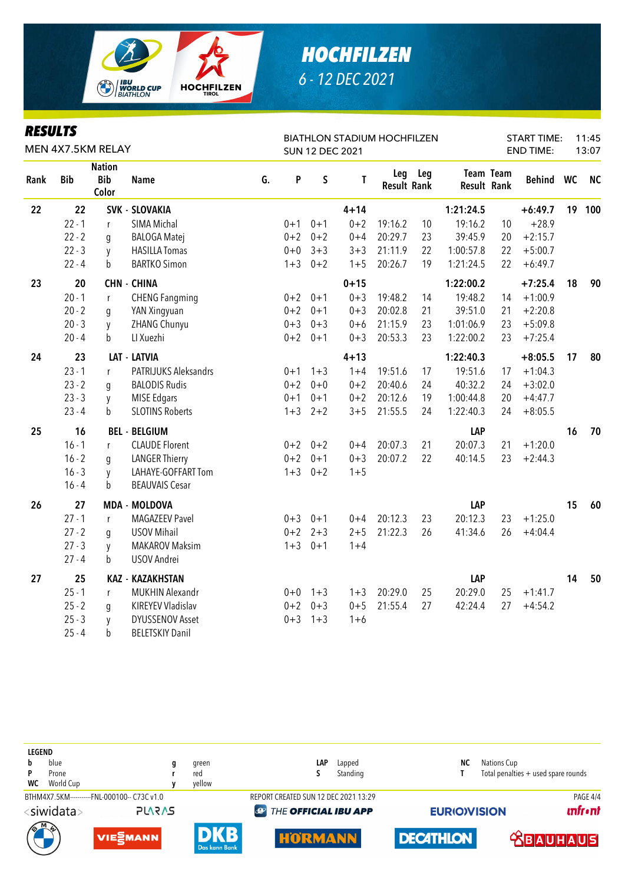# HOCHFILZEN

6 - 12 DEC 2021

## RESULTS

MEN 4X7.5KM RELAY

BIATHLON STADIUM HOCHFILZEN
SUN 12 DEC 2021

START TIME: 11:45
END TIME: 13:07

| Rank | Bib | Nation Bib Color | Name | G. | P | S | T | Leg Result | Leg Rank | Team Result | Team Rank | Behind | WC | NC |
|---|---|---|---|---|---|---|---|---|---|---|---|---|---|---|
| 22 | 22 | SVK - SLOVAKIA | | | | | 4+14 | | | 1:21:24.5 | | +6:49.7 | 19 | 100 |
| | 22 - 1 | r | SIMA Michal | | 0+1 | 0+1 | 0+2 | 19:16.2 | 10 | 19:16.2 | 10 | +28.9 | | |
| | 22 - 2 | g | BALOGA Matej | | 0+2 | 0+2 | 0+4 | 20:29.7 | 23 | 39:45.9 | 20 | +2:15.7 | | |
| | 22 - 3 | y | HASILLA Tomas | | 0+0 | 3+3 | 3+3 | 21:11.9 | 22 | 1:00:57.8 | 22 | +5:00.7 | | |
| | 22 - 4 | b | BARTKO Simon | | 1+3 | 0+2 | 1+5 | 20:26.7 | 19 | 1:21:24.5 | 22 | +6:49.7 | | |
| 23 | 20 | CHN - CHINA | | | | | 0+15 | | | 1:22:00.2 | | +7:25.4 | 18 | 90 |
| | 20 - 1 | r | CHENG Fangming | | 0+2 | 0+1 | 0+3 | 19:48.2 | 14 | 19:48.2 | 14 | +1:00.9 | | |
| | 20 - 2 | g | YAN Xingyuan | | 0+2 | 0+1 | 0+3 | 20:02.8 | 21 | 39:51.0 | 21 | +2:20.8 | | |
| | 20 - 3 | y | ZHANG Chunyu | | 0+3 | 0+3 | 0+6 | 21:15.9 | 23 | 1:01:06.9 | 23 | +5:09.8 | | |
| | 20 - 4 | b | LI Xuezhi | | 0+2 | 0+1 | 0+3 | 20:53.3 | 23 | 1:22:00.2 | 23 | +7:25.4 | | |
| 24 | 23 | LAT - LATVIA | | | | | 4+13 | | | 1:22:40.3 | | +8:05.5 | 17 | 80 |
| | 23 - 1 | r | PATRIJUKS Aleksandrs | | 0+1 | 1+3 | 1+4 | 19:51.6 | 17 | 19:51.6 | 17 | +1:04.3 | | |
| | 23 - 2 | g | BALODIS Rudis | | 0+2 | 0+0 | 0+2 | 20:40.6 | 24 | 40:32.2 | 24 | +3:02.0 | | |
| | 23 - 3 | y | MISE Edgars | | 0+1 | 0+1 | 0+2 | 20:12.6 | 19 | 1:00:44.8 | 20 | +4:47.7 | | |
| | 23 - 4 | b | SLOTINS Roberts | | 1+3 | 2+2 | 3+5 | 21:55.5 | 24 | 1:22:40.3 | 24 | +8:05.5 | | |
| 25 | 16 | BEL - BELGIUM | | | | | | | | LAP | | | 16 | 70 |
| | 16 - 1 | r | CLAUDE Florent | | 0+2 | 0+2 | 0+4 | 20:07.3 | 21 | 20:07.3 | 21 | +1:20.0 | | |
| | 16 - 2 | g | LANGER Thierry | | 0+2 | 0+1 | 0+3 | 20:07.2 | 22 | 40:14.5 | 23 | +2:44.3 | | |
| | 16 - 3 | y | LAHAYE-GOFFART Tom | | 1+3 | 0+2 | 1+5 | | | | | | | |
| | 16 - 4 | b | BEAUVAIS Cesar | | | | | | | | | | | |
| 26 | 27 | MDA - MOLDOVA | | | | | | | | LAP | | | 15 | 60 |
| | 27 - 1 | r | MAGAZEEV Pavel | | 0+3 | 0+1 | 0+4 | 20:12.3 | 23 | 20:12.3 | 23 | +1:25.0 | | |
| | 27 - 2 | g | USOV Mihail | | 0+2 | 2+3 | 2+5 | 21:22.3 | 26 | 41:34.6 | 26 | +4:04.4 | | |
| | 27 - 3 | y | MAKAROV Maksim | | 1+3 | 0+1 | 1+4 | | | | | | | |
| | 27 - 4 | b | USOV Andrei | | | | | | | | | | | |
| 27 | 25 | KAZ - KAZAKHSTAN | | | | | | | | LAP | | | 14 | 50 |
| | 25 - 1 | r | MUKHIN Alexandr | | 0+0 | 1+3 | 1+3 | 20:29.0 | 25 | 20:29.0 | 25 | +1:41.7 | | |
| | 25 - 2 | g | KIREYEV Vladislav | | 0+2 | 0+3 | 0+5 | 21:55.4 | 27 | 42:24.4 | 27 | +4:54.2 | | |
| | 25 - 3 | y | DYUSSENOV Asset | | 0+3 | 1+3 | 1+6 | | | | | | | |
| | 25 - 4 | b | BELETSKIY Danil | | | | | | | | | | | |

**LEGEND**

| | | | | | | | |
|---|---|---|---|---|---|---|---|
| b | blue | g | green | LAP | Lapped | NC | Nations Cup |
| P | Prone | r | red | S | Standing | T | Total penalties + used spare rounds |
| WC | World Cup | y | yellow | | | | |

BTHM4X7.5KM----------FNL-000100-- C73C v1.0 REPORT CREATED SUN 12 DEC 2021 13:29